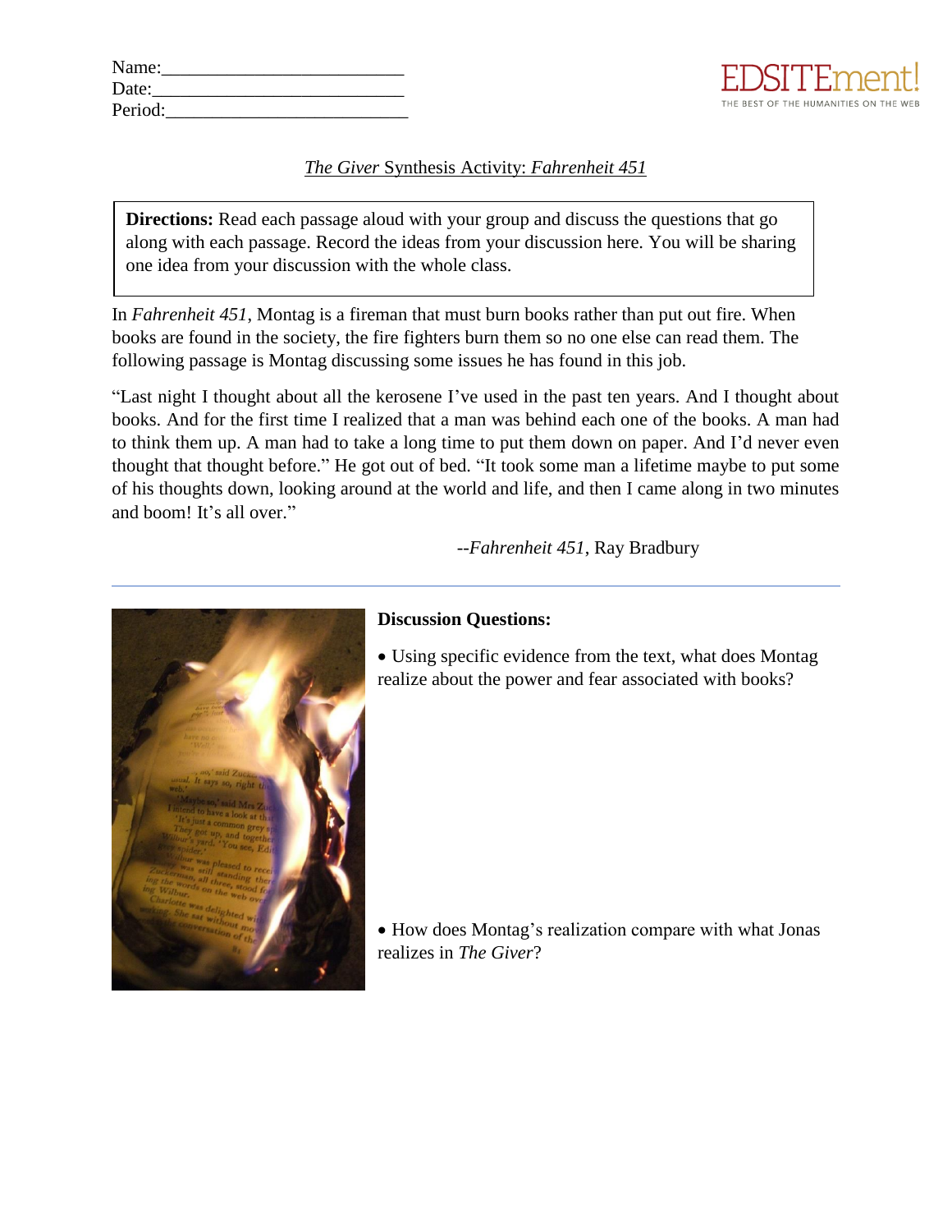Name:\_\_\_\_\_\_\_\_\_\_\_\_\_\_\_\_\_\_\_\_\_\_\_\_\_\_
Date:\_\_\_\_\_\_\_\_\_\_\_\_\_\_\_\_\_\_\_\_\_\_\_\_\_\_\_
Period:\_\_\_\_\_\_\_\_\_\_\_\_\_\_\_\_\_\_\_\_\_\_\_\_\_\_

EDSITEment!
THE BEST OF THE HUMANITIES ON THE WEB

# *The Giver* Synthesis Activity: *Fahrenheit 451*

**Directions:** Read each passage aloud with your group and discuss the questions that go along with each passage. Record the ideas from your discussion here. You will be sharing one idea from your discussion with the whole class.

In *Fahrenheit 451*, Montag is a fireman that must burn books rather than put out fire. When books are found in the society, the fire fighters burn them so no one else can read them. The following passage is Montag discussing some issues he has found in this job.

"Last night I thought about all the kerosene I've used in the past ten years. And I thought about books. And for the first time I realized that a man was behind each one of the books. A man had to think them up. A man had to take a long time to put them down on paper. And I'd never even thought that thought before." He got out of bed. "It took some man a lifetime maybe to put some of his thoughts down, looking around at the world and life, and then I came along in two minutes and boom! It's all over."

--*Fahrenheit 451*, Ray Bradbury

---

**Discussion Questions:**

- Using specific evidence from the text, what does Montag realize about the power and fear associated with books?

- How does Montag's realization compare with what Jonas realizes in *The Giver*?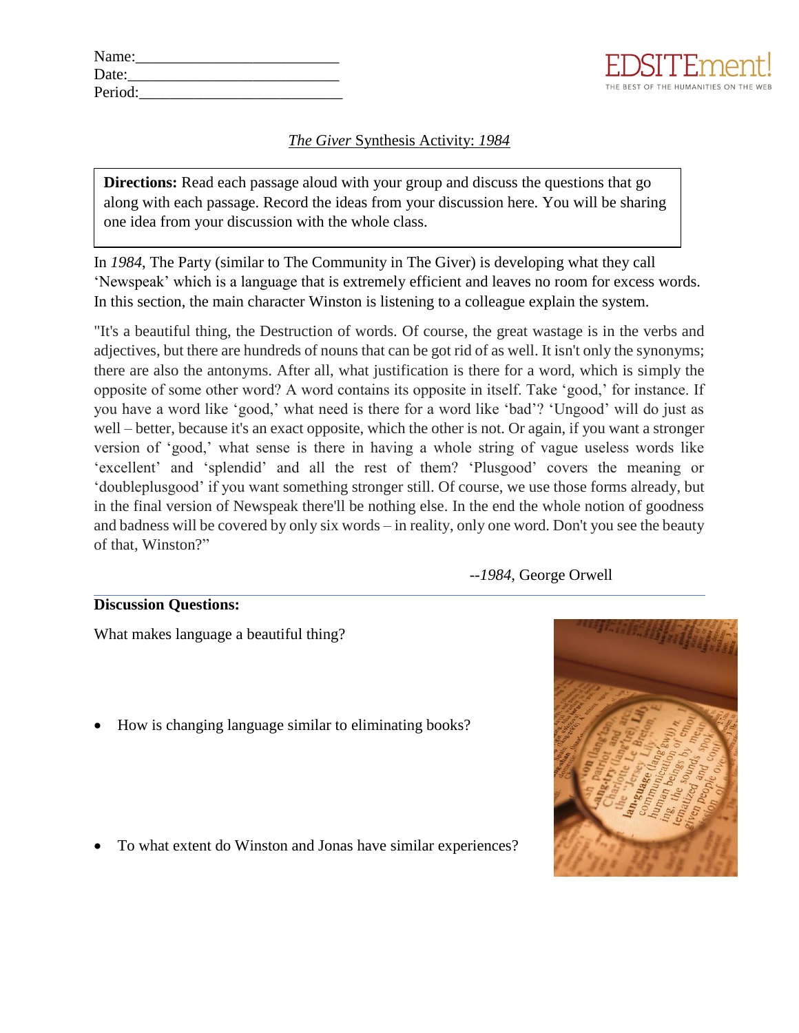Name:_________________________
Date:__________________________
Period:_________________________

EDSITEment!
THE BEST OF THE HUMANITIES ON THE WEB

*The Giver* Synthesis Activity: *1984*

**Directions:** Read each passage aloud with your group and discuss the questions that go along with each passage. Record the ideas from your discussion here. You will be sharing one idea from your discussion with the whole class.

In *1984*, The Party (similar to The Community in The Giver) is developing what they call 'Newspeak' which is a language that is extremely efficient and leaves no room for excess words. In this section, the main character Winston is listening to a colleague explain the system.

"It's a beautiful thing, the Destruction of words. Of course, the great wastage is in the verbs and adjectives, but there are hundreds of nouns that can be got rid of as well. It isn't only the synonyms; there are also the antonyms. After all, what justification is there for a word, which is simply the opposite of some other word? A word contains its opposite in itself. Take 'good,' for instance. If you have a word like 'good,' what need is there for a word like 'bad'? 'Ungood' will do just as well – better, because it's an exact opposite, which the other is not. Or again, if you want a stronger version of 'good,' what sense is there in having a whole string of vague useless words like 'excellent' and 'splendid' and all the rest of them? 'Plusgood' covers the meaning or 'doubleplusgood' if you want something stronger still. Of course, we use those forms already, but in the final version of Newspeak there'll be nothing else. In the end the whole notion of goodness and badness will be covered by only six words – in reality, only one word. Don't you see the beauty of that, Winston?"

--*1984*, George Orwell

**Discussion Questions:**

What makes language a beautiful thing?

- How is changing language similar to eliminating books?

- To what extent do Winston and Jonas have similar experiences?